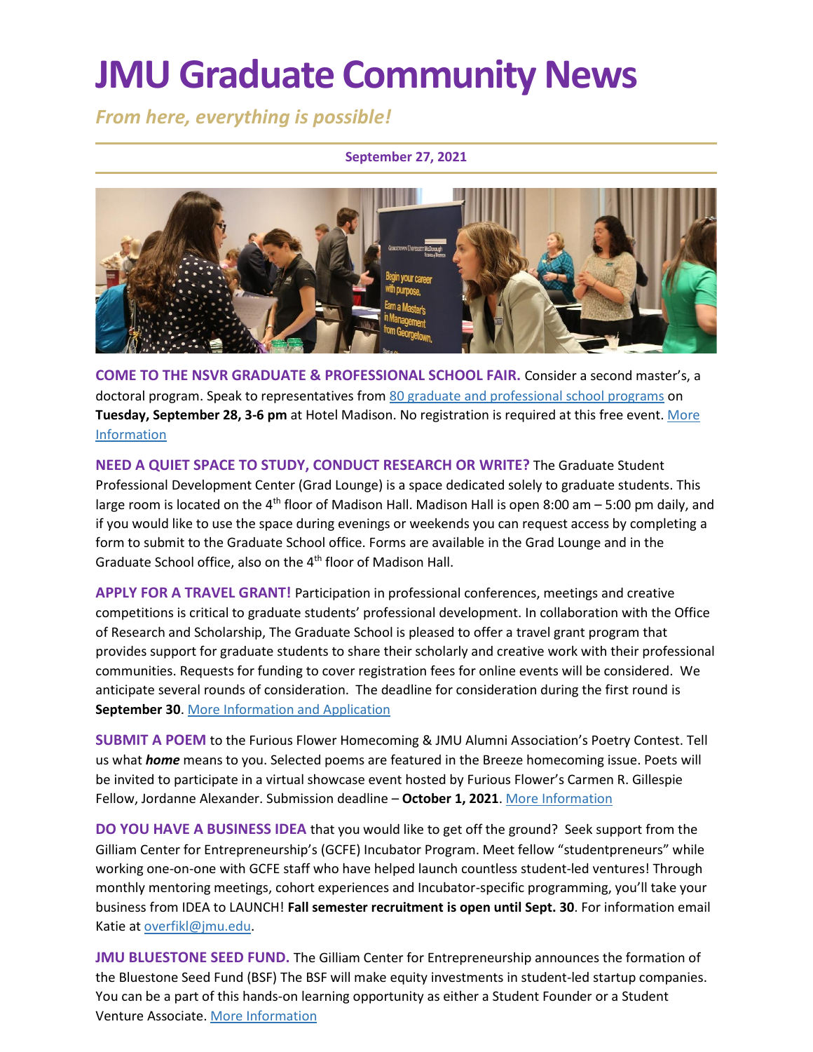# JMU Graduate Community News

*From here, everything is possible!*

**September 27, 2021**

**COME TO THE NSVR GRADUATE & PROFESSIONAL SCHOOL FAIR.** Consider a second master's, a doctoral program. Speak to representatives from 80 graduate and professional school programs on **Tuesday, September 28, 3-6 pm** at Hotel Madison. No registration is required at this free event. More Information

**NEED A QUIET SPACE TO STUDY, CONDUCT RESEARCH OR WRITE?** The Graduate Student Professional Development Center (Grad Lounge) is a space dedicated solely to graduate students. This large room is located on the 4th floor of Madison Hall. Madison Hall is open 8:00 am – 5:00 pm daily, and if you would like to use the space during evenings or weekends you can request access by completing a form to submit to the Graduate School office. Forms are available in the Grad Lounge and in the Graduate School office, also on the 4th floor of Madison Hall.

**APPLY FOR A TRAVEL GRANT!** Participation in professional conferences, meetings and creative competitions is critical to graduate students' professional development. In collaboration with the Office of Research and Scholarship, The Graduate School is pleased to offer a travel grant program that provides support for graduate students to share their scholarly and creative work with their professional communities. Requests for funding to cover registration fees for online events will be considered. We anticipate several rounds of consideration. The deadline for consideration during the first round is **September 30**. More Information and Application

**SUBMIT A POEM** to the Furious Flower Homecoming & JMU Alumni Association's Poetry Contest. Tell us what ***home*** means to you. Selected poems are featured in the Breeze homecoming issue. Poets will be invited to participate in a virtual showcase event hosted by Furious Flower's Carmen R. Gillespie Fellow, Jordanne Alexander. Submission deadline – **October 1, 2021**. More Information

**DO YOU HAVE A BUSINESS IDEA** that you would like to get off the ground? Seek support from the Gilliam Center for Entrepreneurship's (GCFE) Incubator Program. Meet fellow "studentpreneurs" while working one-on-one with GCFE staff who have helped launch countless student-led ventures! Through monthly mentoring meetings, cohort experiences and Incubator-specific programming, you'll take your business from IDEA to LAUNCH! **Fall semester recruitment is open until Sept. 30**. For information email Katie at overfikl@jmu.edu.

**JMU BLUESTONE SEED FUND.** The Gilliam Center for Entrepreneurship announces the formation of the Bluestone Seed Fund (BSF) The BSF will make equity investments in student-led startup companies. You can be a part of this hands-on learning opportunity as either a Student Founder or a Student Venture Associate. More Information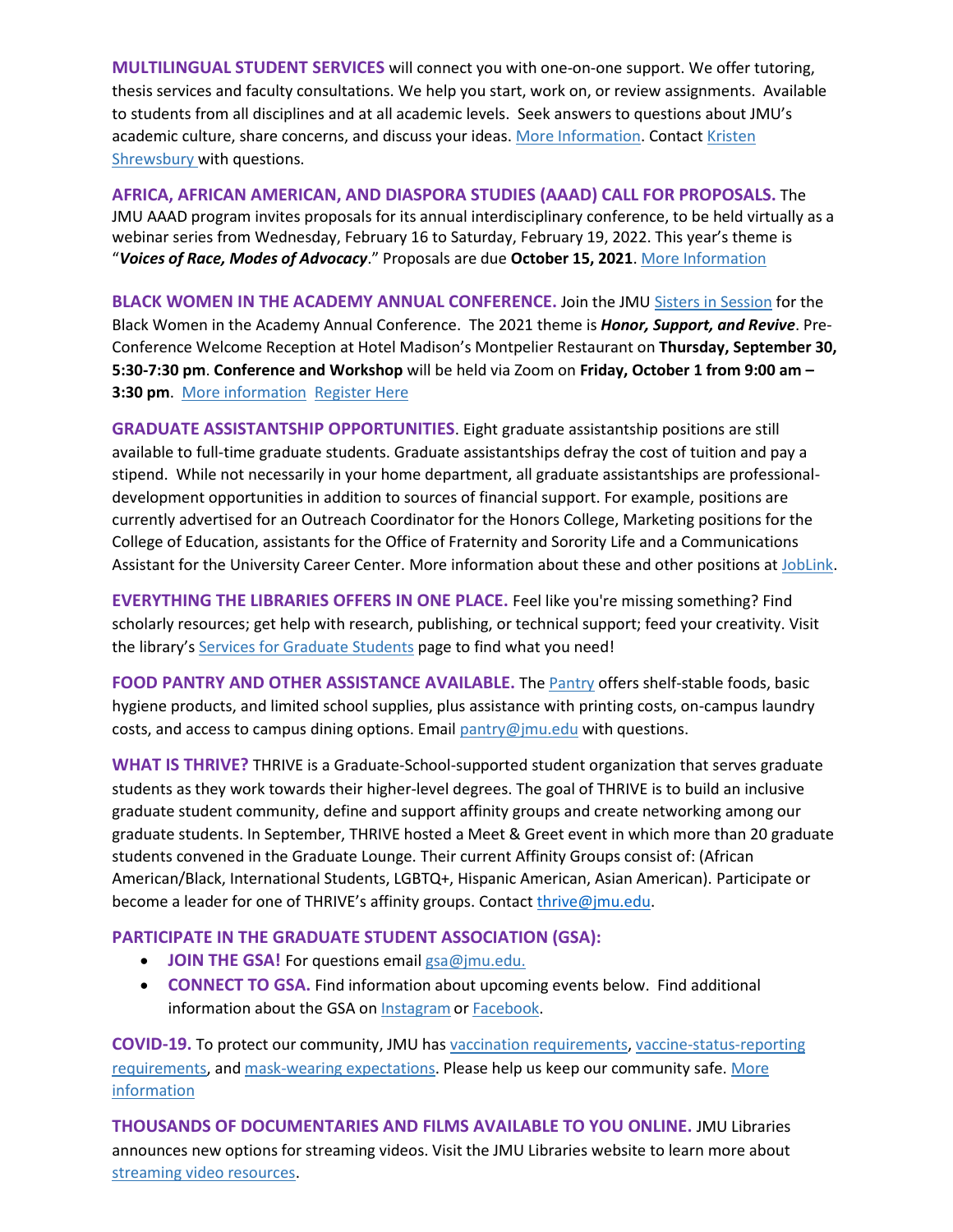**MULTILINGUAL STUDENT SERVICES** will connect you with one-on-one support. We offer tutoring, thesis services and faculty consultations. We help you start, work on, or review assignments. Available to students from all disciplines and at all academic levels. Seek answers to questions about JMU's academic culture, share concerns, and discuss your ideas. More Information. Contact Kristen Shrewsbury with questions.

**AFRICA, AFRICAN AMERICAN, AND DIASPORA STUDIES (AAAD) CALL FOR PROPOSALS.** The JMU AAAD program invites proposals for its annual interdisciplinary conference, to be held virtually as a webinar series from Wednesday, February 16 to Saturday, February 19, 2022. This year's theme is "***Voices of Race, Modes of Advocacy***." Proposals are due **October 15, 2021**. More Information

**BLACK WOMEN IN THE ACADEMY ANNUAL CONFERENCE.** Join the JMU Sisters in Session for the Black Women in the Academy Annual Conference. The 2021 theme is ***Honor, Support, and Revive***. Pre-Conference Welcome Reception at Hotel Madison's Montpelier Restaurant on **Thursday, September 30, 5:30-7:30 pm**. **Conference and Workshop** will be held via Zoom on **Friday, October 1 from 9:00 am – 3:30 pm**. More information Register Here

**GRADUATE ASSISTANTSHIP OPPORTUNITIES**. Eight graduate assistantship positions are still available to full-time graduate students. Graduate assistantships defray the cost of tuition and pay a stipend. While not necessarily in your home department, all graduate assistantships are professional-development opportunities in addition to sources of financial support. For example, positions are currently advertised for an Outreach Coordinator for the Honors College, Marketing positions for the College of Education, assistants for the Office of Fraternity and Sorority Life and a Communications Assistant for the University Career Center. More information about these and other positions at JobLink.

**EVERYTHING THE LIBRARIES OFFERS IN ONE PLACE.** Feel like you're missing something? Find scholarly resources; get help with research, publishing, or technical support; feed your creativity. Visit the library's Services for Graduate Students page to find what you need!

**FOOD PANTRY AND OTHER ASSISTANCE AVAILABLE.** The Pantry offers shelf-stable foods, basic hygiene products, and limited school supplies, plus assistance with printing costs, on-campus laundry costs, and access to campus dining options. Email pantry@jmu.edu with questions.

**WHAT IS THRIVE?** THRIVE is a Graduate-School-supported student organization that serves graduate students as they work towards their higher-level degrees. The goal of THRIVE is to build an inclusive graduate student community, define and support affinity groups and create networking among our graduate students. In September, THRIVE hosted a Meet & Greet event in which more than 20 graduate students convened in the Graduate Lounge. Their current Affinity Groups consist of: (African American/Black, International Students, LGBTQ+, Hispanic American, Asian American). Participate or become a leader for one of THRIVE's affinity groups. Contact thrive@jmu.edu.

**PARTICIPATE IN THE GRADUATE STUDENT ASSOCIATION (GSA):**

- **JOIN THE GSA!** For questions email gsa@jmu.edu.
- **CONNECT TO GSA.** Find information about upcoming events below. Find additional information about the GSA on Instagram or Facebook.

**COVID-19.** To protect our community, JMU has vaccination requirements, vaccine-status-reporting requirements, and mask-wearing expectations. Please help us keep our community safe. More information

**THOUSANDS OF DOCUMENTARIES AND FILMS AVAILABLE TO YOU ONLINE.** JMU Libraries announces new options for streaming videos. Visit the JMU Libraries website to learn more about streaming video resources.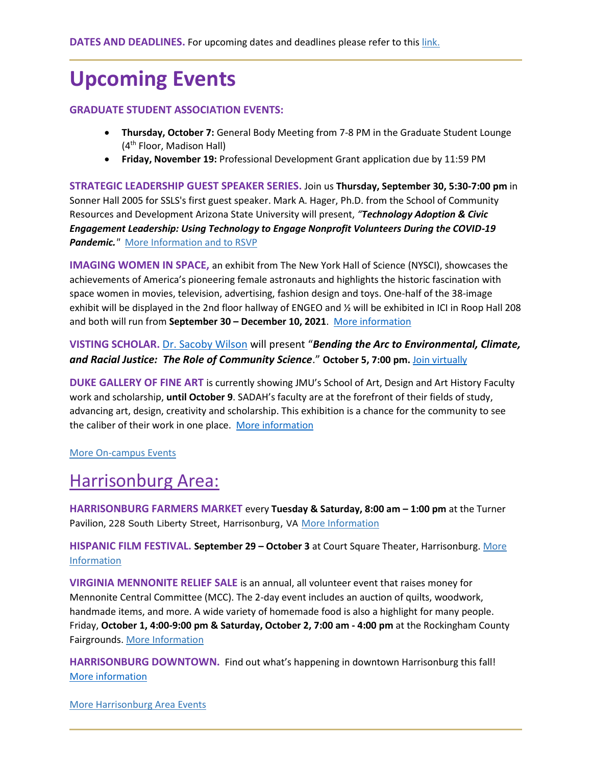**DATES AND DEADLINES.** For upcoming dates and deadlines please refer to this [link.]

# Upcoming Events

**GRADUATE STUDENT ASSOCIATION EVENTS:**

- **Thursday, October 7:** General Body Meeting from 7-8 PM in the Graduate Student Lounge (4th Floor, Madison Hall)
- **Friday, November 19:** Professional Development Grant application due by 11:59 PM

**STRATEGIC LEADERSHIP GUEST SPEAKER SERIES.** Join us **Thursday, September 30, 5:30-7:00 pm** in Sonner Hall 2005 for SSLS's first guest speaker. Mark A. Hager, Ph.D. from the School of Community Resources and Development Arizona State University will present, *"**Technology Adoption & Civic Engagement Leadership: Using Technology to Engage Nonprofit Volunteers During the COVID-19 Pandemic.**"* More Information and to RSVP

**IMAGING WOMEN IN SPACE,** an exhibit from The New York Hall of Science (NYSCI), showcases the achievements of America's pioneering female astronauts and highlights the historic fascination with space women in movies, television, advertising, fashion design and toys. One-half of the 38-image exhibit will be displayed in the 2nd floor hallway of ENGEO and ½ will be exhibited in ICI in Roop Hall 208 and both will run from **September 30 – December 10, 2021**. More information

**VISTING SCHOLAR.** Dr. Sacoby Wilson will present "***Bending the Arc to Environmental, Climate, and Racial Justice: The Role of Community Science***." **October 5, 7:00 pm.** Join virtually

**DUKE GALLERY OF FINE ART** is currently showing JMU's School of Art, Design and Art History Faculty work and scholarship, **until October 9**. SADAH's faculty are at the forefront of their fields of study, advancing art, design, creativity and scholarship. This exhibition is a chance for the community to see the caliber of their work in one place. More information

More On-campus Events

## Harrisonburg Area:

**HARRISONBURG FARMERS MARKET** every **Tuesday & Saturday, 8:00 am – 1:00 pm** at the Turner Pavilion, 228 South Liberty Street, Harrisonburg, VA More Information

**HISPANIC FILM FESTIVAL. September 29 – October 3** at Court Square Theater, Harrisonburg. More Information

**VIRGINIA MENNONITE RELIEF SALE** is an annual, all volunteer event that raises money for Mennonite Central Committee (MCC). The 2-day event includes an auction of quilts, woodwork, handmade items, and more. A wide variety of homemade food is also a highlight for many people. Friday, **October 1, 4:00-9:00 pm & Saturday, October 2, 7:00 am - 4:00 pm** at the Rockingham County Fairgrounds. More Information

**HARRISONBURG DOWNTOWN.** Find out what's happening in downtown Harrisonburg this fall! More information

More Harrisonburg Area Events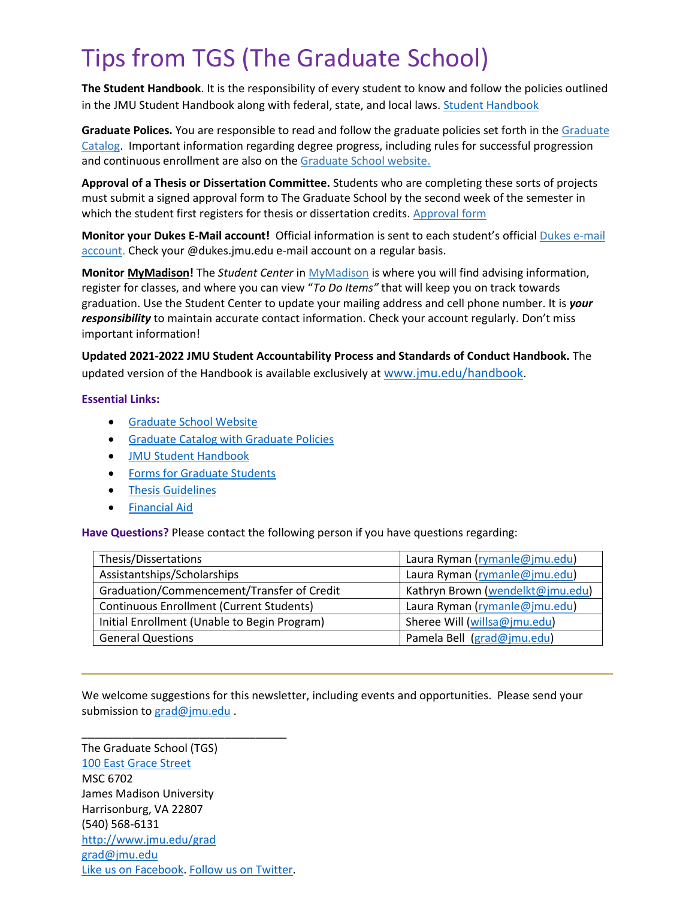# Tips from TGS (The Graduate School)

**The Student Handbook**. It is the responsibility of every student to know and follow the policies outlined in the JMU Student Handbook along with federal, state, and local laws. Student Handbook

**Graduate Polices.** You are responsible to read and follow the graduate policies set forth in the Graduate Catalog. Important information regarding degree progress, including rules for successful progression and continuous enrollment are also on the Graduate School website.

**Approval of a Thesis or Dissertation Committee.** Students who are completing these sorts of projects must submit a signed approval form to The Graduate School by the second week of the semester in which the student first registers for thesis or dissertation credits. Approval form

**Monitor your Dukes E-Mail account!** Official information is sent to each student's official Dukes e-mail account. Check your @dukes.jmu.edu e-mail account on a regular basis.

**Monitor MyMadison!** The *Student Center* in MyMadison is where you will find advising information, register for classes, and where you can view "*To Do Items"* that will keep you on track towards graduation. Use the Student Center to update your mailing address and cell phone number. It is ***your responsibility*** to maintain accurate contact information. Check your account regularly. Don't miss important information!

**Updated 2021-2022 JMU Student Accountability Process and Standards of Conduct Handbook.** The updated version of the Handbook is available exclusively at www.jmu.edu/handbook.

**Essential Links:**

- Graduate School Website
- Graduate Catalog with Graduate Policies
- JMU Student Handbook
- Forms for Graduate Students
- Thesis Guidelines
- Financial Aid

**Have Questions?** Please contact the following person if you have questions regarding:

| | |
|---|---|
| Thesis/Dissertations | Laura Ryman (rymanle@jmu.edu) |
| Assistantships/Scholarships | Laura Ryman (rymanle@jmu.edu) |
| Graduation/Commencement/Transfer of Credit | Kathryn Brown (wendelkt@jmu.edu) |
| Continuous Enrollment (Current Students) | Laura Ryman (rymanle@jmu.edu) |
| Initial Enrollment (Unable to Begin Program) | Sheree Will (willsa@jmu.edu) |
| General Questions | Pamela Bell (grad@jmu.edu) |

---

We welcome suggestions for this newsletter, including events and opportunities. Please send your submission to grad@jmu.edu .

\_\_\_\_\_\_\_\_\_\_\_\_\_\_\_\_\_\_\_\_\_\_\_\_\_\_\_\_\_\_\_\_

The Graduate School (TGS)
100 East Grace Street
MSC 6702
James Madison University
Harrisonburg, VA 22807
(540) 568-6131
http://www.jmu.edu/grad
grad@jmu.edu
Like us on Facebook. Follow us on Twitter.